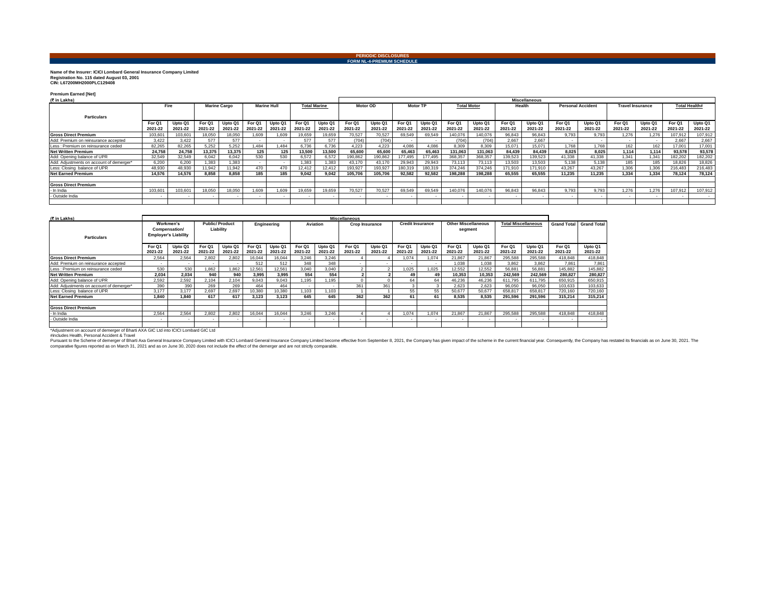## PERIODIC DISCLOSURES

## FORM NL-4-PREMIUM SCHEDULE

**Name of the Insurer: ICICI Lombard General Insurance Company Limited**
**Registration No. 115 dated August 03, 2001**
**CIN: L67200MH2000PLC129408**

**Premium Earned [Net]**

**(₹ in Lakhs)**

| Particulars | Fire | | Marine Cargo | | Marine Hull | | Total Marine | | Miscellaneous | | | | | | | | | | | | | |
|---|---|---|---|---|---|---|---|---|---|---|---|---|---|---|---|---|---|---|---|---|---|---|
| | | | | | | | | | Motor OD | | Motor TP | | Total Motor | | Health | | Personal Accident | | Travel Insurance | | Total Health# | |
| | For Q1 2021-22 | Upto Q1 2021-22 | For Q1 2021-22 | Upto Q1 2021-22 | For Q1 2021-22 | Upto Q1 2021-22 | For Q1 2021-22 | Upto Q1 2021-22 | For Q1 2021-22 | Upto Q1 2021-22 | For Q1 2021-22 | Upto Q1 2021-22 | For Q1 2021-22 | Upto Q1 2021-22 | For Q1 2021-22 | Upto Q1 2021-22 | For Q1 2021-22 | Upto Q1 2021-22 | For Q1 2021-22 | Upto Q1 2021-22 | For Q1 2021-22 | Upto Q1 2021-22 |
| **Gross Direct Premium** | 103,601 | 103,601 | 18,050 | 18,050 | 1,609 | 1,609 | 19,659 | 19,659 | 70,527 | 70,527 | 69,549 | 69,549 | 140,076 | 140,076 | 96,843 | 96,843 | 9,793 | 9,793 | 1,276 | 1,276 | 107,912 | 107,912 |
| Add: Premium on reinsurance accepted | 3,422 | 3,422 | 577 | 577 | - | - | 577 | 577 | (704) | (704) | - | - | (704) | (704) | 2,667 | 2,667 | - | - | - | - | 2,667 | 2,667 |
| Less : Premium on reinsurance ceded | 82,265 | 82,265 | 5,252 | 5,252 | 1,484 | 1,484 | 6,736 | 6,736 | 4,223 | 4,223 | 4,086 | 4,086 | 8,309 | 8,309 | 15,071 | 15,071 | 1,768 | 1,768 | 162 | 162 | 17,001 | 17,001 |
| **Net Written Premium** | **24,758** | **24,758** | **13,375** | **13,375** | **125** | **125** | **13,500** | **13,500** | **65,600** | **65,600** | **65,463** | **65,463** | **131,063** | **131,063** | **84,439** | **84,439** | **8,025** | **8,025** | **1,114** | **1,114** | **93,578** | **93,578** |
| Add: Opening balance of UPR | 32,549 | 32,549 | 6,042 | 6,042 | 530 | 530 | 6,572 | 6,572 | 190,862 | 190,862 | 177,495 | 177,495 | 368,357 | 368,357 | 139,523 | 139,523 | 41,338 | 41,338 | 1,341 | 1,341 | 182,202 | 182,202 |
| Add: Adjustments on account of demerger* | 6,200 | 6,200 | 1,383 | 1,383 | - | - | 1,383 | 1,383 | 43,170 | 43,170 | 29,943 | 29,943 | 73,113 | 73,113 | 13,503 | 13,503 | 5,138 | 5,138 | 185 | 185 | 18,826 | 18,826 |
| Less: Closing balance of UPR | 48,930 | 48,930 | 11,942 | 11,942 | 470 | 470 | 12,412 | 12,412 | 193,927 | 193,927 | 180,319 | 180,319 | 374,246 | 374,246 | 171,910 | 171,910 | 43,267 | 43,267 | 1,306 | 1,306 | 216,483 | 216,483 |
| **Net Earned Premium** | **14,576** | **14,576** | **8,858** | **8,858** | **185** | **185** | **9,042** | **9,042** | **105,706** | **105,706** | **92,582** | **92,582** | **198,288** | **198,288** | **65,555** | **65,555** | **11,235** | **11,235** | **1,334** | **1,334** | **78,124** | **78,124** |
| **Gross Direct Premium** | | | | | | | | | | | | | | | | | | | | | | |
| - In India | 103,601 | 103,601 | 18,050 | 18,050 | 1,609 | 1,609 | 19,659 | 19,659 | 70,527 | 70,527 | 69,549 | 69,549 | 140,076 | 140,076 | 96,843 | 96,843 | 9,793 | 9,793 | 1,276 | 1,276 | 107,912 | 107,912 |
| - Outside India | - | - | - | - | - | - | - | - | - | - | - | - | - | - | - | - | - | - | - | - | - | - |

**(₹ in Lakhs)**

| Particulars | Miscellaneous | | | | | | | | | | | | | | | | Grand Total | Grand Total |
|---|---|---|---|---|---|---|---|---|---|---|---|---|---|---|---|---|---|---|
| | Workmen's Compensation/ Employer's Liability | | Public/ Product Liability | | Engineering | | Aviation | | Crop Insurance | | Credit Insurance | | Other Miscellaneous segment | | Total Miscellaneous | | | |
| | For Q1 2021-22 | Upto Q1 2021-22 | For Q1 2021-22 | Upto Q1 2021-22 | For Q1 2021-22 | Upto Q1 2021-22 | For Q1 2021-22 | Upto Q1 2021-22 | For Q1 2021-22 | Upto Q1 2021-22 | For Q1 2021-22 | Upto Q1 2021-22 | For Q1 2021-22 | Upto Q1 2021-22 | For Q1 2021-22 | Upto Q1 2021-22 | For Q1 2021-22 | Upto Q1 2021-22 |
| **Gross Direct Premium** | 2,564 | 2,564 | 2,802 | 2,802 | 16,044 | 16,044 | 3,246 | 3,246 | 4 | 4 | 1,074 | 1,074 | 21,867 | 21,867 | 295,588 | 295,588 | 418,848 | 418,848 |
| Add: Premium on reinsurance accepted | - | - | - | - | 512 | 512 | 348 | 348 | - | - | - | - | 1,038 | 1,038 | 3,862 | 3,862 | 7,861 | 7,861 |
| Less : Premium on reinsurance ceded | 530 | 530 | 1,862 | 1,862 | 12,561 | 12,561 | 3,040 | 3,040 | 2 | 2 | 1,025 | 1,025 | 12,552 | 12,552 | 56,881 | 56,881 | 145,882 | 145,882 |
| **Net Written Premium** | **2,034** | **2,034** | **940** | **940** | **3,995** | **3,995** | **554** | **554** | **2** | **2** | **49** | **49** | **10,353** | **10,353** | **242,569** | **242,569** | **280,827** | **280,827** |
| Add: Opening balance of UPR | 2,592 | 2,592 | 2,104 | 2,104 | 9,043 | 9,043 | 1,195 | 1,195 | 0 | 0 | 64 | 64 | 46,236 | 46,236 | 611,795 | 611,795 | 650,915 | 650,915 |
| Add: Adjustments on account of demerger* | 390 | 390 | 269 | 269 | 464 | 464 | - | - | 361 | 361 | 3 | 3 | 2,623 | 2,623 | 96,050 | 96,050 | 103,633 | 103,633 |
| Less: Closing balance of UPR | 3,177 | 3,177 | 2,697 | 2,697 | 10,380 | 10,380 | 1,103 | 1,103 | 1 | 1 | 55 | 55 | 50,677 | 50,677 | 658,817 | 658,817 | 720,160 | 720,160 |
| **Net Earned Premium** | **1,840** | **1,840** | **617** | **617** | **3,123** | **3,123** | **645** | **645** | **362** | **362** | **61** | **61** | **8,535** | **8,535** | **291,596** | **291,596** | **315,214** | **315,214** |
| **Gross Direct Premium** | | | | | | | | | | | | | | | | | | |
| - In India | 2,564 | 2,564 | 2,802 | 2,802 | 16,044 | 16,044 | 3,246 | 3,246 | 4 | 4 | 1,074 | 1,074 | 21,867 | 21,867 | 295,588 | 295,588 | 418,848 | 418,848 |
| - Outside India | - | - | - | - | - | - | - | - | - | - | - | - | - | - | - | - | - | - |

*Adjustment on account of demerger of Bharti AXA GIC Ltd into ICICI Lombard GIC Ltd

#includes Health, Personal Accident & Travel

Pursuant to the Scheme of demerger of Bharti Axa General Insurance Company Limited with ICICI Lombard General Insurance Company Limited become effective from September 8, 2021, the Company has given impact of the scheme in the current financial year. Consequently, the Company has restated its financials as on June 30, 2021. The comparative figures reported as on March 31, 2021 and as on June 30, 2020 does not include the effect of the demerger and are not strictly comparable.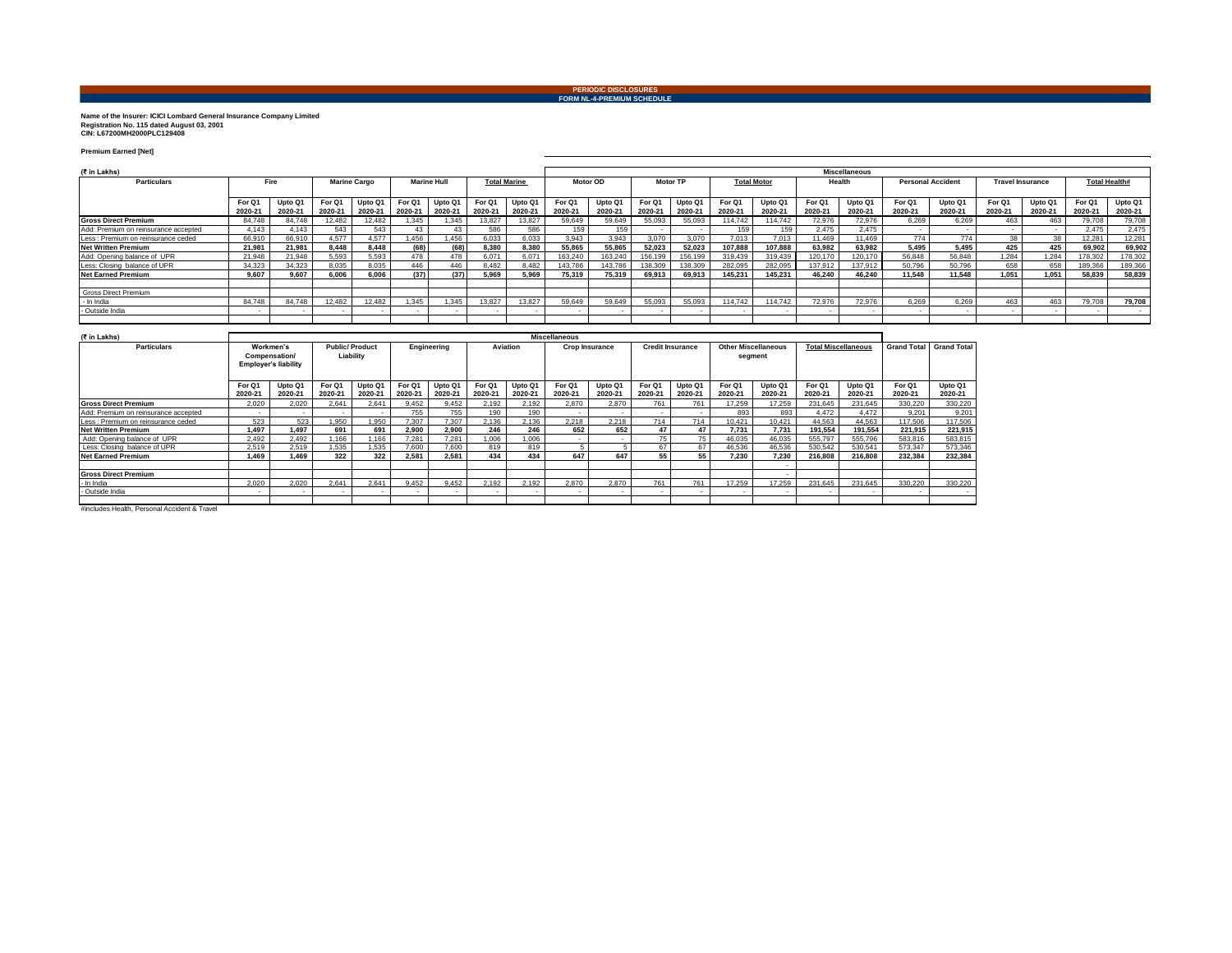PERIODIC DISCLOSURES

FORM NL-4-PREMIUM SCHEDULE

**Name of the Insurer: ICICI Lombard General Insurance Company Limited**
**Registration No. 115 dated August 03, 2001**
**CIN: L67200MH2000PLC129408**

**Premium Earned [Net]**

(₹ in Lakhs)

| Particulars | Fire | | Marine Cargo | | Marine Hull | | Total Marine | | Miscellaneous | | | | | | | | | | | | | |
|---|---|---|---|---|---|---|---|---|---|---|---|---|---|---|---|---|---|---|---|---|---|---|
| | | | | | | | | | Motor OD | | Motor TP | | Total Motor | | Health | | Personal Accident | | Travel Insurance | | Total Health# | |
| | For Q1 2020-21 | Upto Q1 2020-21 | For Q1 2020-21 | Upto Q1 2020-21 | For Q1 2020-21 | Upto Q1 2020-21 | For Q1 2020-21 | Upto Q1 2020-21 | For Q1 2020-21 | Upto Q1 2020-21 | For Q1 2020-21 | Upto Q1 2020-21 | For Q1 2020-21 | Upto Q1 2020-21 | For Q1 2020-21 | Upto Q1 2020-21 | For Q1 2020-21 | Upto Q1 2020-21 | For Q1 2020-21 | Upto Q1 2020-21 | For Q1 2020-21 | Upto Q1 2020-21 |
| **Gross Direct Premium** | 84,748 | 84,748 | 12,482 | 12,482 | 1,345 | 1,345 | 13,827 | 13,827 | 59,649 | 59,649 | 55,093 | 55,093 | 114,742 | 114,742 | 72,976 | 72,976 | 6,269 | 6,269 | 463 | 463 | 79,708 | 79,708 |
| Add: Premium on reinsurance accepted | 4,143 | 4,143 | 543 | 543 | 43 | 43 | 586 | 586 | 159 | 159 | - | - | 159 | 159 | 2,475 | 2,475 | - | - | - | - | 2,475 | 2,475 |
| Less : Premium on reinsurance ceded | 66,910 | 66,910 | 4,577 | 4,577 | 1,456 | 1,456 | 6,033 | 6,033 | 3,943 | 3,943 | 3,070 | 3,070 | 7,013 | 7,013 | 11,469 | 11,469 | 774 | 774 | 38 | 38 | 12,281 | 12,281 |
| **Net Written Premium** | **21,981** | **21,981** | **8,448** | **8,448** | **(68)** | **(68)** | **8,380** | **8,380** | **55,865** | **55,865** | **52,023** | **52,023** | **107,888** | **107,888** | **63,982** | **63,982** | **5,495** | **5,495** | **425** | **425** | **69,902** | **69,902** |
| Add: Opening balance of UPR | 21,948 | 21,948 | 5,593 | 5,593 | 478 | 478 | 6,071 | 6,071 | 163,240 | 163,240 | 156,199 | 156,199 | 319,439 | 319,439 | 120,170 | 120,170 | 56,848 | 56,848 | 1,284 | 1,284 | 178,302 | 178,302 |
| Less: Closing balance of UPR | 34,323 | 34,323 | 8,035 | 8,035 | 446 | 446 | 8,482 | 8,482 | 143,786 | 143,786 | 138,309 | 138,309 | 282,095 | 282,095 | 137,912 | 137,912 | 50,796 | 50,796 | 658 | 658 | 189,366 | 189,366 |
| **Net Earned Premium** | **9,607** | **9,607** | **6,006** | **6,006** | **(37)** | **(37)** | **5,969** | **5,969** | **75,319** | **75,319** | **69,913** | **69,913** | **145,231** | **145,231** | **46,240** | **46,240** | **11,548** | **11,548** | **1,051** | **1,051** | **58,839** | **58,839** |
| | | | | | | | | | | | | | | | | | | | | | | |
| Gross Direct Premium | | | | | | | | | | | | | | | | | | | | | | |
| - In India | 84,748 | 84,748 | 12,482 | 12,482 | 1,345 | 1,345 | 13,827 | 13,827 | 59,649 | 59,649 | 55,093 | 55,093 | 114,742 | 114,742 | 72,976 | 72,976 | 6,269 | 6,269 | 463 | 463 | 79,708 | **79,708** |
| - Outside India | - | - | - | - | - | - | - | - | - | - | - | - | - | - | - | - | - | - | - | - | - | - |

(₹ in Lakhs)

| Particulars | Miscellaneous | | | | | | | | | | | | | | | | Grand Total | Grand Total |
|---|---|---|---|---|---|---|---|---|---|---|---|---|---|---|---|---|---|---|
| | Workmen's Compensation/ Employer's liability | | Public/ Product Liability | | Engineering | | Aviation | | Crop Insurance | | Credit Insurance | | Other Miscellaneous segment | | Total Miscellaneous | | | |
| | For Q1 2020-21 | Upto Q1 2020-21 | For Q1 2020-21 | Upto Q1 2020-21 | For Q1 2020-21 | Upto Q1 2020-21 | For Q1 2020-21 | Upto Q1 2020-21 | For Q1 2020-21 | Upto Q1 2020-21 | For Q1 2020-21 | Upto Q1 2020-21 | For Q1 2020-21 | Upto Q1 2020-21 | For Q1 2020-21 | Upto Q1 2020-21 | For Q1 2020-21 | Upto Q1 2020-21 |
| **Gross Direct Premium** | 2,020 | 2,020 | 2,641 | 2,641 | 9,452 | 9,452 | 2,192 | 2,192 | 2,870 | 2,870 | 761 | 761 | 17,259 | 17,259 | 231,645 | 231,645 | 330,220 | 330,220 |
| Add: Premium on reinsurance accepted | - | - | - | - | 755 | 755 | 190 | 190 | - | - | - | - | 893 | 893 | 4,472 | 4,472 | 9,201 | 9,201 |
| Less : Premium on reinsurance ceded | 523 | 523 | 1,950 | 1,950 | 7,307 | 7,307 | 2,136 | 2,136 | 2,218 | 2,218 | 714 | 714 | 10,421 | 10,421 | 44,563 | 44,563 | 117,506 | 117,506 |
| **Net Written Premium** | **1,497** | **1,497** | **691** | **691** | **2,900** | **2,900** | **246** | **246** | **652** | **652** | **47** | **47** | **7,731** | **7,731** | **191,554** | **191,554** | **221,915** | **221,915** |
| Add: Opening balance of UPR | 2,492 | 2,492 | 1,166 | 1,166 | 7,281 | 7,281 | 1,006 | 1,006 | - | - | 75 | 75 | 46,035 | 46,035 | 555,797 | 555,796 | 583,816 | 583,815 |
| Less: Closing balance of UPR | 2,519 | 2,519 | 1,535 | 1,535 | 7,600 | 7,600 | 819 | 819 | 5 | 5 | 67 | 67 | 46,536 | 46,536 | 530,542 | 530,541 | 573,347 | 573,346 |
| **Net Earned Premium** | **1,469** | **1,469** | **322** | **322** | **2,581** | **2,581** | **434** | **434** | **647** | **647** | **55** | **55** | **7,230** | **7,230** | **216,808** | **216,808** | **232,384** | **232,384** |
| | | | | | | | | | | | | | | - | | | | |
| **Gross Direct Premium** | | | | | | | | | | | | | | - | | | | |
| - In India | 2,020 | 2,020 | 2,641 | 2,641 | 9,452 | 9,452 | 2,192 | 2,192 | 2,870 | 2,870 | 761 | 761 | 17,259 | 17,259 | 231,645 | 231,645 | 330,220 | 330,220 |
| - Outside India | - | - | - | - | - | - | - | - | - | - | - | - | - | - | - | - | - | - |

#includes Health, Personal Accident & Travel